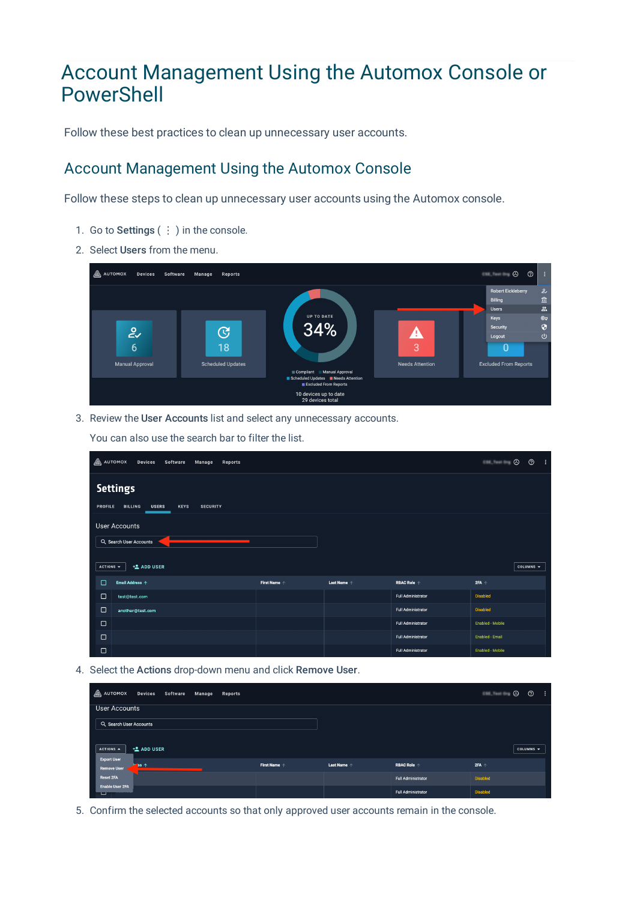# Account Management Using the Automox Console or PowerShell

Follow these best practices to clean up unnecessary user accounts.

## Account Management Using the Automox Console

Follow these steps to clean up unnecessary user accounts using the Automox console.

1. Go to **Settings** ( ⋮ ) in the console.
2. Select **Users** from the menu.
3. Review the **User Accounts** list and select any unnecessary accounts.

   You can also use the search bar to filter the list.

4. Select the **Actions** drop-down menu and click **Remove User**.
5. Confirm the selected accounts so that only approved user accounts remain in the console.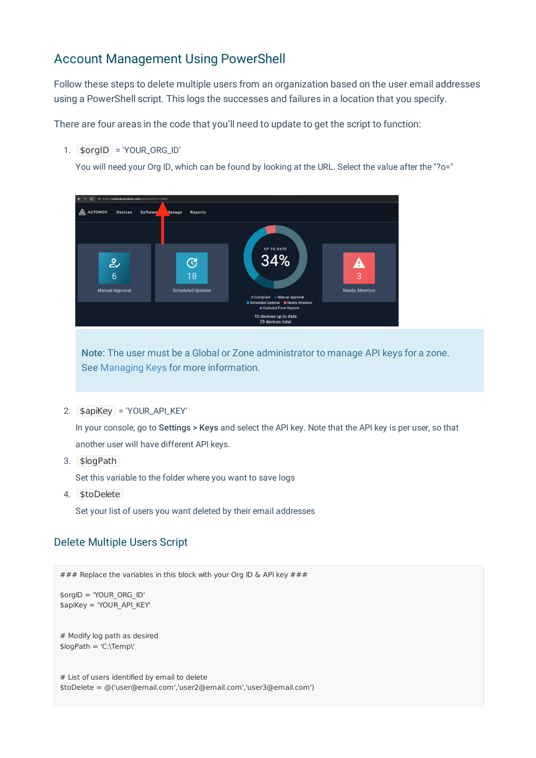## Account Management Using PowerShell

Follow these steps to delete multiple users from an organization based on the user email addresses using a PowerShell script. This logs the successes and failures in a location that you specify.

There are four areas in the code that you'll need to update to get the script to function:

1. `$orgID` = 'YOUR_ORG_ID'

   You will need your Org ID, which can be found by looking at the URL. Select the value after the "?o="

   > **Note:** The user must be a Global or Zone administrator to manage API keys for a zone. See Managing Keys for more information.

2. `$apiKey` = 'YOUR_API_KEY'

   In your console, go to **Settings > Keys** and select the API key. Note that the API key is per user, so that another user will have different API keys.

3. `$logPath`

   Set this variable to the folder where you want to save logs

4. `$toDelete`

   Set your list of users you want deleted by their email addresses

## Delete Multiple Users Script

```
### Replace the variables in this block with your Org ID & API key ###

$orgID = 'YOUR_ORG_ID'
$apiKey = 'YOUR_API_KEY'


# Modify log path as desired
$logPath = 'C:\Temp\'


# List of users identified by email to delete
$toDelete = @('user@email.com','user2@email.com','user3@email.com')
```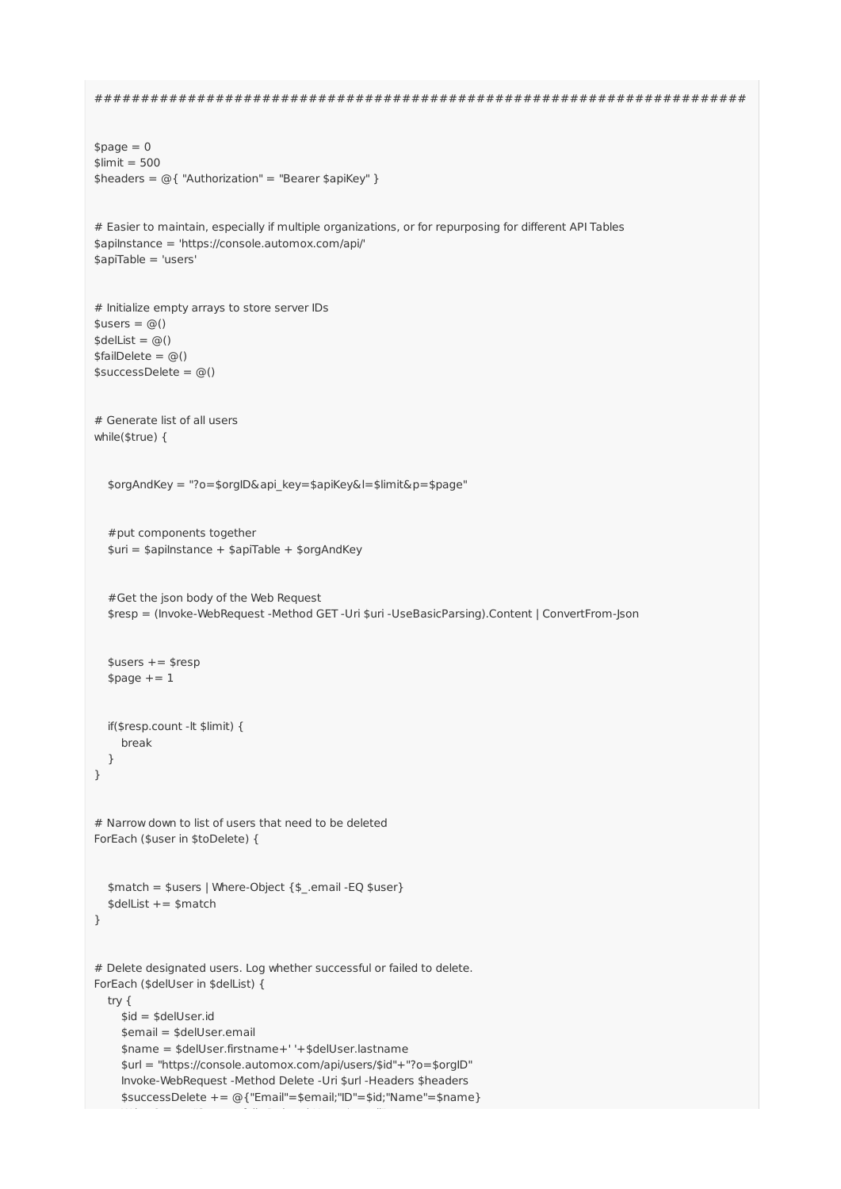```
#####################################################################

$page = 0
$limit = 500
$headers = @{ "Authorization" = "Bearer $apiKey" }


# Easier to maintain, especially if multiple organizations, or for repurposing for different API Tables
$apiInstance = 'https://console.automox.com/api/'
$apiTable = 'users'


# Initialize empty arrays to store server IDs
$users = @()
$delList = @()
$failDelete = @()
$successDelete = @()


# Generate list of all users
while($true) {


    $orgAndKey = "?o=$orgID&api_key=$apiKey&l=$limit&p=$page"


    #put components together
    $uri = $apiInstance + $apiTable + $orgAndKey


    #Get the json body of the Web Request
    $resp = (Invoke-WebRequest -Method GET -Uri $uri -UseBasicParsing).Content | ConvertFrom-Json


    $users += $resp
    $page += 1


    if($resp.count -lt $limit) {
        break
    }
}


# Narrow down to list of users that need to be deleted
ForEach ($user in $toDelete) {


    $match = $users | Where-Object {$_.email -EQ $user}
    $delList += $match
}


# Delete designated users. Log whether successful or failed to delete.
ForEach ($delUser in $delList) {
    try {
        $id = $delUser.id
        $email = $delUser.email
        $name = $delUser.firstname+' '+$delUser.lastname
        $url = "https://console.automox.com/api/users/$id"+"?o=$orgID"
        Invoke-WebRequest -Method Delete -Uri $url -Headers $headers
        $successDelete += @{"Email"=$email;"ID"=$id;"Name"=$name}
```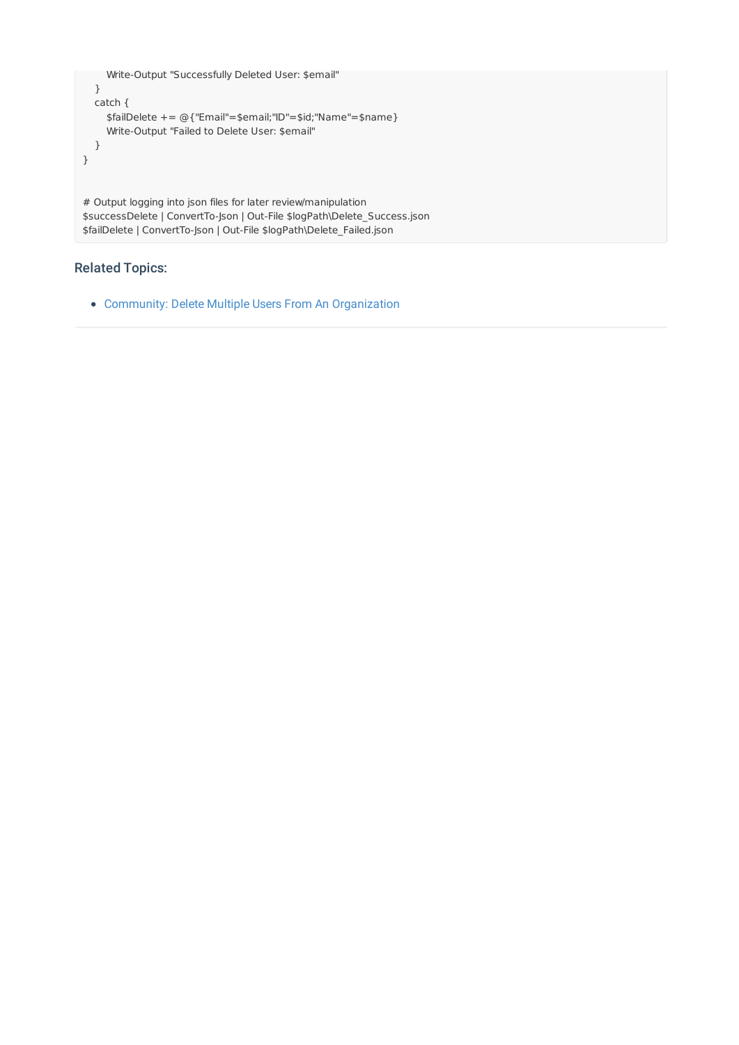```
        Write-Output "Successfully Deleted User: $email"
    }
    catch {
        $failDelete += @{"Email"=$email;"ID"=$id;"Name"=$name}
        Write-Output "Failed to Delete User: $email"
    }
}


# Output logging into json files for later review/manipulation
$successDelete | ConvertTo-Json | Out-File $logPath\Delete_Success.json
$failDelete | ConvertTo-Json | Out-File $logPath\Delete_Failed.json
```

### Related Topics:

- Community: Delete Multiple Users From An Organization